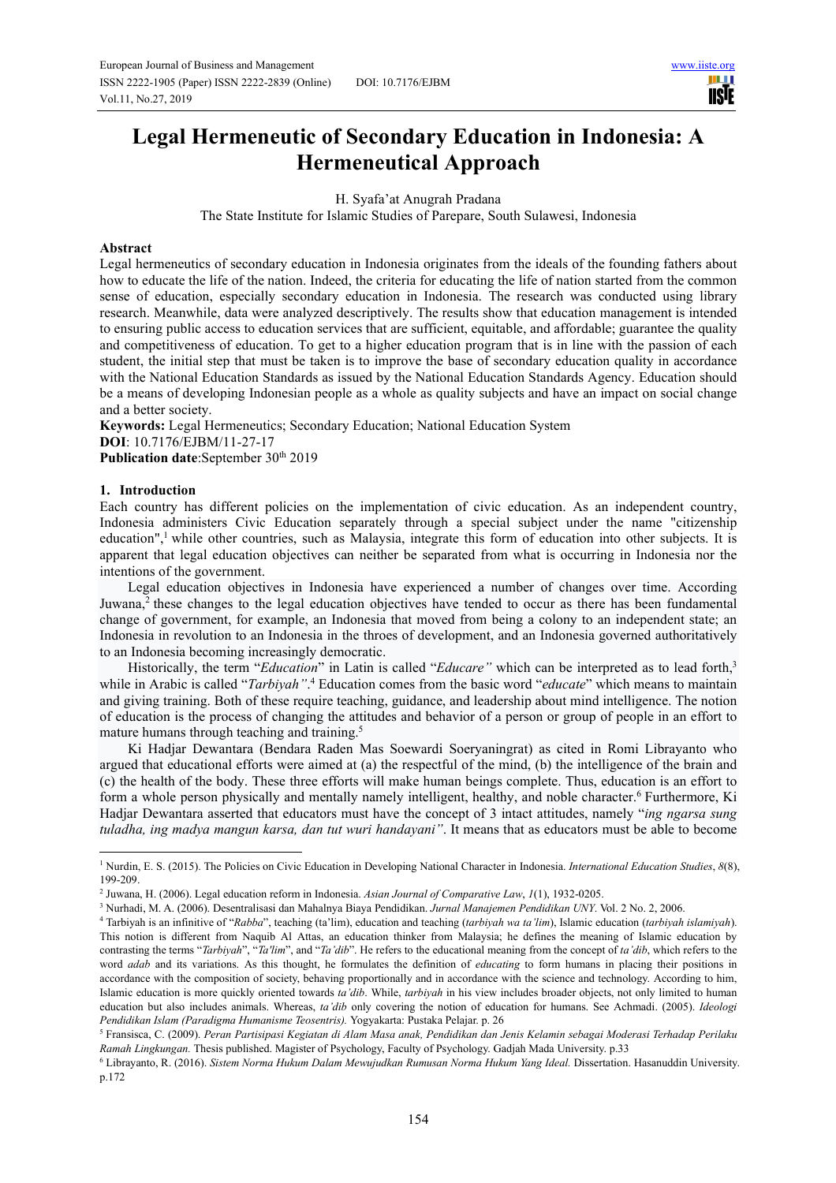# Legal Hermeneutic of Secondary Education in Indonesia: A Hermeneutical Approach

H. Syafa'at Anugrah Pradana

The State Institute for Islamic Studies of Parepare, South Sulawesi, Indonesia

## Abstract

Legal hermeneutics of secondary education in Indonesia originates from the ideals of the founding fathers about how to educate the life of the nation. Indeed, the criteria for educating the life of nation started from the common sense of education, especially secondary education in Indonesia. The research was conducted using library research. Meanwhile, data were analyzed descriptively. The results show that education management is intended to ensuring public access to education services that are sufficient, equitable, and affordable; guarantee the quality and competitiveness of education. To get to a higher education program that is in line with the passion of each student, the initial step that must be taken is to improve the base of secondary education quality in accordance with the National Education Standards as issued by the National Education Standards Agency. Education should be a means of developing Indonesian people as a whole as quality subjects and have an impact on social change and a better society.

**Keywords:** Legal Hermeneutics; Secondary Education; National Education System

**DOI**: 10.7176/EJBM/11-27-17

**Publication date**:September 30th 2019

## 1. Introduction

Each country has different policies on the implementation of civic education. As an independent country, Indonesia administers Civic Education separately through a special subject under the name "citizenship education",[1] while other countries, such as Malaysia, integrate this form of education into other subjects. It is apparent that legal education objectives can neither be separated from what is occurring in Indonesia nor the intentions of the government.

Legal education objectives in Indonesia have experienced a number of changes over time. According Juwana,[2] these changes to the legal education objectives have tended to occur as there has been fundamental change of government, for example, an Indonesia that moved from being a colony to an independent state; an Indonesia in revolution to an Indonesia in the throes of development, and an Indonesia governed authoritatively to an Indonesia becoming increasingly democratic.

Historically, the term "*Education*" in Latin is called "*Educare"* which can be interpreted as to lead forth,[3] while in Arabic is called "*Tarbiyah"*.[4] Education comes from the basic word "*educate*" which means to maintain and giving training. Both of these require teaching, guidance, and leadership about mind intelligence. The notion of education is the process of changing the attitudes and behavior of a person or group of people in an effort to mature humans through teaching and training.[5]

Ki Hadjar Dewantara (Bendara Raden Mas Soewardi Soeryaningrat) as cited in Romi Librayanto who argued that educational efforts were aimed at (a) the respectful of the mind, (b) the intelligence of the brain and (c) the health of the body. These three efforts will make human beings complete. Thus, education is an effort to form a whole person physically and mentally namely intelligent, healthy, and noble character.[6] Furthermore, Ki Hadjar Dewantara asserted that educators must have the concept of 3 intact attitudes, namely "*ing ngarsa sung tuladha, ing madya mangun karsa, dan tut wuri handayani"*. It means that as educators must be able to become

---

[1] Nurdin, E. S. (2015). The Policies on Civic Education in Developing National Character in Indonesia. *International Education Studies*, *8*(8), 199-209.

[2] Juwana, H. (2006). Legal education reform in Indonesia. *Asian Journal of Comparative Law*, *1*(1), 1932-0205.

[3] Nurhadi, M. A. (2006). Desentralisasi dan Mahalnya Biaya Pendidikan. *Jurnal Manajemen Pendidikan UNY*. Vol. 2 No. 2, 2006.

[4] Tarbiyah is an infinitive of "*Rabba*", teaching (ta'lim), education and teaching (*tarbiyah wa ta'lim*), Islamic education (*tarbiyah islamiyah*). This notion is different from Naquib Al Attas, an education thinker from Malaysia; he defines the meaning of Islamic education by contrasting the terms "*Tarbiyah*", "*Ta'lim*", and "*Ta'dib*". He refers to the educational meaning from the concept of *ta'dib*, which refers to the word *adab* and its variations. As this thought, he formulates the definition of *educating* to form humans in placing their positions in accordance with the composition of society, behaving proportionally and in accordance with the science and technology. According to him, Islamic education is more quickly oriented towards *ta'dib*. While, *tarbiyah* in his view includes broader objects, not only limited to human education but also includes animals. Whereas, *ta'dib* only covering the notion of education for humans. See Achmadi. (2005). *Ideologi Pendidikan Islam (Paradigma Humanisme Teosentris).* Yogyakarta: Pustaka Pelajar. p. 26

[5] Fransisca, C. (2009). *Peran Partisipasi Kegiatan di Alam Masa anak, Pendidikan dan Jenis Kelamin sebagai Moderasi Terhadap Perilaku Ramah Lingkungan.* Thesis published. Magister of Psychology, Faculty of Psychology. Gadjah Mada University. p.33

[6] Librayanto, R. (2016). *Sistem Norma Hukum Dalam Mewujudkan Rumusan Norma Hukum Yang Ideal.* Dissertation. Hasanuddin University. p.172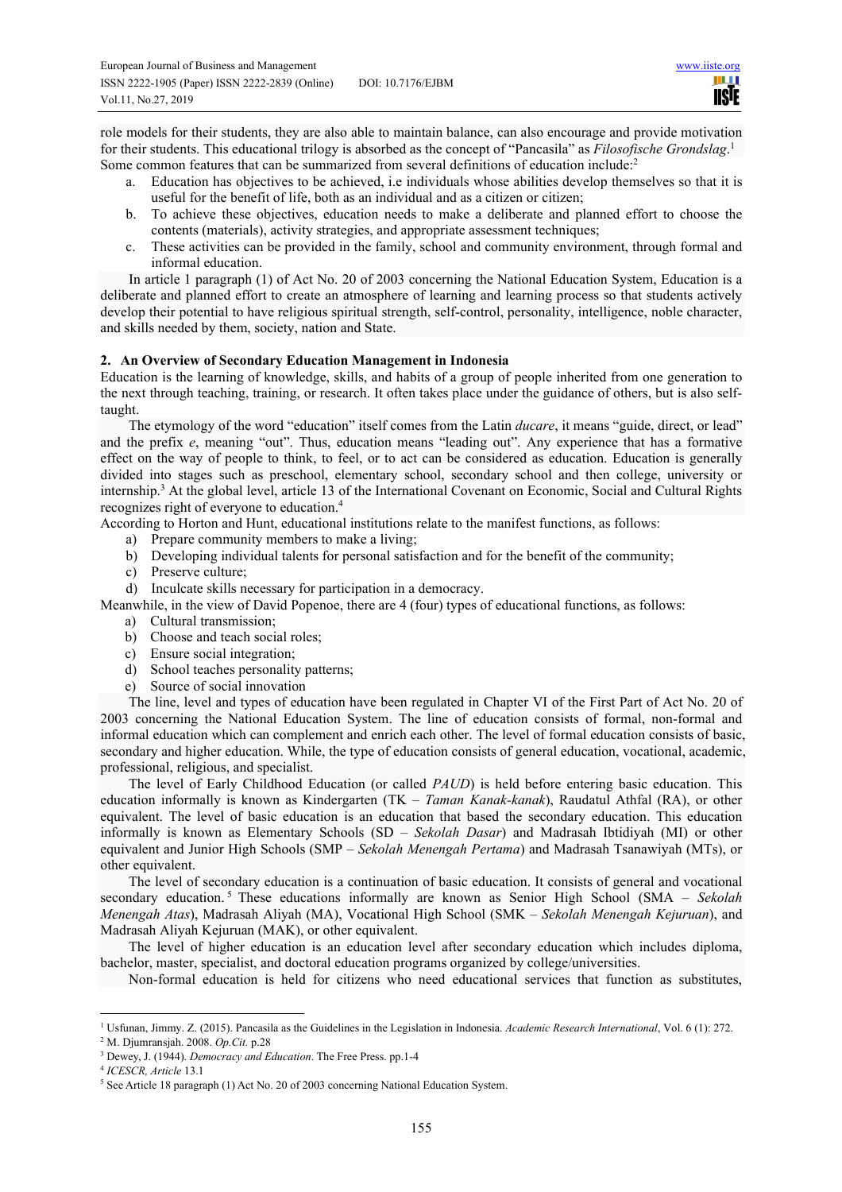role models for their students, they are also able to maintain balance, can also encourage and provide motivation for their students. This educational trilogy is absorbed as the concept of "Pancasila" as *Filosofische Grondslag*.[1]

Some common features that can be summarized from several definitions of education include:[2]

a. Education has objectives to be achieved, i.e individuals whose abilities develop themselves so that it is useful for the benefit of life, both as an individual and as a citizen or citizen;
b. To achieve these objectives, education needs to make a deliberate and planned effort to choose the contents (materials), activity strategies, and appropriate assessment techniques;
c. These activities can be provided in the family, school and community environment, through formal and informal education.

In article 1 paragraph (1) of Act No. 20 of 2003 concerning the National Education System, Education is a deliberate and planned effort to create an atmosphere of learning and learning process so that students actively develop their potential to have religious spiritual strength, self-control, personality, intelligence, noble character, and skills needed by them, society, nation and State.

## 2. An Overview of Secondary Education Management in Indonesia

Education is the learning of knowledge, skills, and habits of a group of people inherited from one generation to the next through teaching, training, or research. It often takes place under the guidance of others, but is also self-taught.

The etymology of the word "education" itself comes from the Latin *ducare*, it means "guide, direct, or lead" and the prefix *e*, meaning "out". Thus, education means "leading out". Any experience that has a formative effect on the way of people to think, to feel, or to act can be considered as education. Education is generally divided into stages such as preschool, elementary school, secondary school and then college, university or internship.[3] At the global level, article 13 of the International Covenant on Economic, Social and Cultural Rights recognizes right of everyone to education.[4]

According to Horton and Hunt, educational institutions relate to the manifest functions, as follows:

a) Prepare community members to make a living;
b) Developing individual talents for personal satisfaction and for the benefit of the community;
c) Preserve culture;
d) Inculcate skills necessary for participation in a democracy.

Meanwhile, in the view of David Popenoe, there are 4 (four) types of educational functions, as follows:

a) Cultural transmission;
b) Choose and teach social roles;
c) Ensure social integration;
d) School teaches personality patterns;
e) Source of social innovation

The line, level and types of education have been regulated in Chapter VI of the First Part of Act No. 20 of 2003 concerning the National Education System. The line of education consists of formal, non-formal and informal education which can complement and enrich each other. The level of formal education consists of basic, secondary and higher education. While, the type of education consists of general education, vocational, academic, professional, religious, and specialist.

The level of Early Childhood Education (or called *PAUD*) is held before entering basic education. This education informally is known as Kindergarten (TK – *Taman Kanak-kanak*), Raudatul Athfal (RA), or other equivalent. The level of basic education is an education that based the secondary education. This education informally is known as Elementary Schools (SD – *Sekolah Dasar*) and Madrasah Ibtidiyah (MI) or other equivalent and Junior High Schools (SMP – *Sekolah Menengah Pertama*) and Madrasah Tsanawiyah (MTs), or other equivalent.

The level of secondary education is a continuation of basic education. It consists of general and vocational secondary education.[5] These educations informally are known as Senior High School (SMA – *Sekolah Menengah Atas*), Madrasah Aliyah (MA), Vocational High School (SMK – *Sekolah Menengah Kejuruan*), and Madrasah Aliyah Kejuruan (MAK), or other equivalent.

The level of higher education is an education level after secondary education which includes diploma, bachelor, master, specialist, and doctoral education programs organized by college/universities.

Non-formal education is held for citizens who need educational services that function as substitutes,

---

[1] Usfunan, Jimmy. Z. (2015). Pancasila as the Guidelines in the Legislation in Indonesia. *Academic Research International*, Vol. 6 (1): 272.

[2] M. Djumransjah. 2008. *Op.Cit.* p.28

[3] Dewey, J. (1944). *Democracy and Education*. The Free Press. pp.1-4

[4] *ICESCR, Article* 13.1

[5] See Article 18 paragraph (1) Act No. 20 of 2003 concerning National Education System.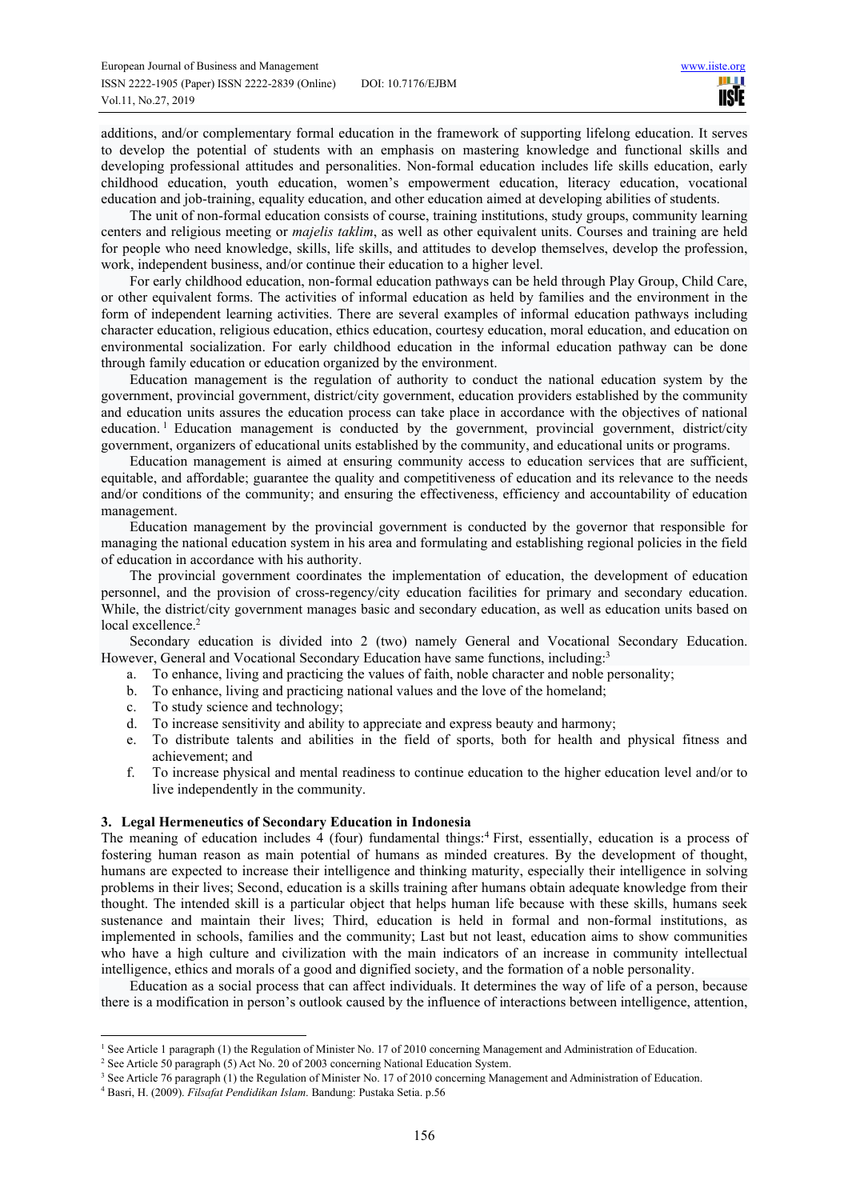additions, and/or complementary formal education in the framework of supporting lifelong education. It serves to develop the potential of students with an emphasis on mastering knowledge and functional skills and developing professional attitudes and personalities. Non-formal education includes life skills education, early childhood education, youth education, women's empowerment education, literacy education, vocational education and job-training, equality education, and other education aimed at developing abilities of students.

The unit of non-formal education consists of course, training institutions, study groups, community learning centers and religious meeting or *majelis taklim*, as well as other equivalent units. Courses and training are held for people who need knowledge, skills, life skills, and attitudes to develop themselves, develop the profession, work, independent business, and/or continue their education to a higher level.

For early childhood education, non-formal education pathways can be held through Play Group, Child Care, or other equivalent forms. The activities of informal education as held by families and the environment in the form of independent learning activities. There are several examples of informal education pathways including character education, religious education, ethics education, courtesy education, moral education, and education on environmental socialization. For early childhood education in the informal education pathway can be done through family education or education organized by the environment.

Education management is the regulation of authority to conduct the national education system by the government, provincial government, district/city government, education providers established by the community and education units assures the education process can take place in accordance with the objectives of national education. [1] Education management is conducted by the government, provincial government, district/city government, organizers of educational units established by the community, and educational units or programs.

Education management is aimed at ensuring community access to education services that are sufficient, equitable, and affordable; guarantee the quality and competitiveness of education and its relevance to the needs and/or conditions of the community; and ensuring the effectiveness, efficiency and accountability of education management.

Education management by the provincial government is conducted by the governor that responsible for managing the national education system in his area and formulating and establishing regional policies in the field of education in accordance with his authority.

The provincial government coordinates the implementation of education, the development of education personnel, and the provision of cross-regency/city education facilities for primary and secondary education. While, the district/city government manages basic and secondary education, as well as education units based on local excellence.[2]

Secondary education is divided into 2 (two) namely General and Vocational Secondary Education. However, General and Vocational Secondary Education have same functions, including:[3]

a. To enhance, living and practicing the values of faith, noble character and noble personality;
b. To enhance, living and practicing national values and the love of the homeland;
c. To study science and technology;
d. To increase sensitivity and ability to appreciate and express beauty and harmony;
e. To distribute talents and abilities in the field of sports, both for health and physical fitness and achievement; and
f. To increase physical and mental readiness to continue education to the higher education level and/or to live independently in the community.

## 3. Legal Hermeneutics of Secondary Education in Indonesia

The meaning of education includes 4 (four) fundamental things:[4] First, essentially, education is a process of fostering human reason as main potential of humans as minded creatures. By the development of thought, humans are expected to increase their intelligence and thinking maturity, especially their intelligence in solving problems in their lives; Second, education is a skills training after humans obtain adequate knowledge from their thought. The intended skill is a particular object that helps human life because with these skills, humans seek sustenance and maintain their lives; Third, education is held in formal and non-formal institutions, as implemented in schools, families and the community; Last but not least, education aims to show communities who have a high culture and civilization with the main indicators of an increase in community intellectual intelligence, ethics and morals of a good and dignified society, and the formation of a noble personality.

Education as a social process that can affect individuals. It determines the way of life of a person, because there is a modification in person's outlook caused by the influence of interactions between intelligence, attention,

---

[1] See Article 1 paragraph (1) the Regulation of Minister No. 17 of 2010 concerning Management and Administration of Education.

[2] See Article 50 paragraph (5) Act No. 20 of 2003 concerning National Education System.

[3] See Article 76 paragraph (1) the Regulation of Minister No. 17 of 2010 concerning Management and Administration of Education.

[4] Basri, H. (2009). *Filsafat Pendidikan Islam*. Bandung: Pustaka Setia. p.56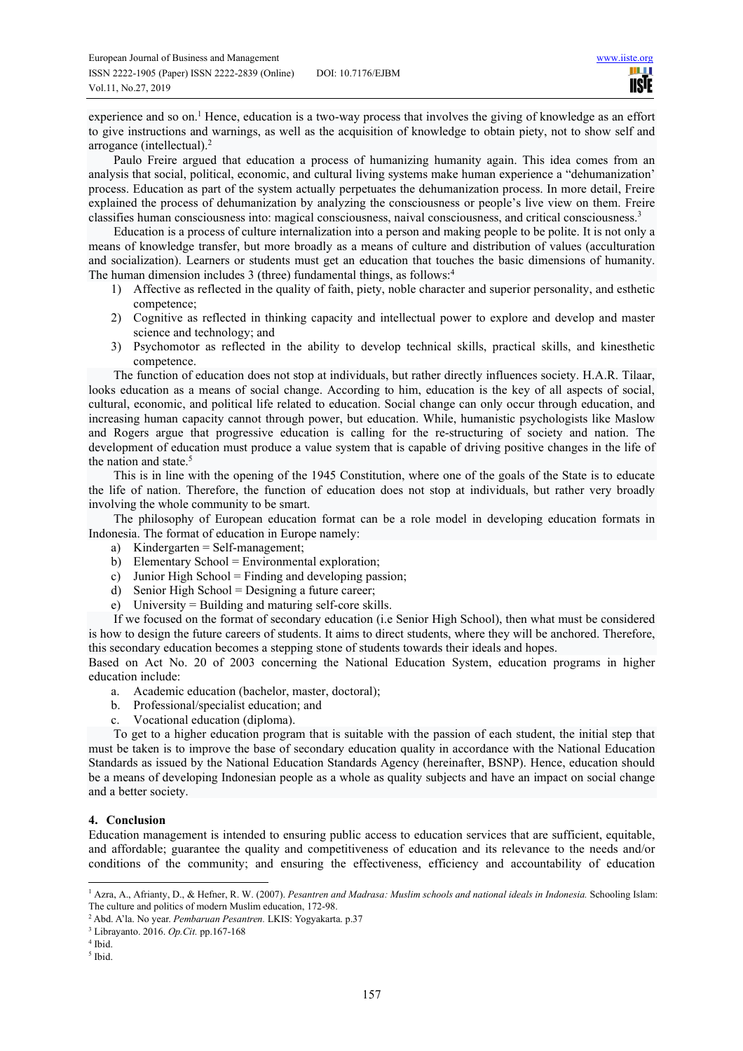experience and so on.[1] Hence, education is a two-way process that involves the giving of knowledge as an effort to give instructions and warnings, as well as the acquisition of knowledge to obtain piety, not to show self and arrogance (intellectual).[2]

Paulo Freire argued that education a process of humanizing humanity again. This idea comes from an analysis that social, political, economic, and cultural living systems make human experience a "dehumanization' process. Education as part of the system actually perpetuates the dehumanization process. In more detail, Freire explained the process of dehumanization by analyzing the consciousness or people's live view on them. Freire classifies human consciousness into: magical consciousness, naival consciousness, and critical consciousness.[3]

Education is a process of culture internalization into a person and making people to be polite. It is not only a means of knowledge transfer, but more broadly as a means of culture and distribution of values (acculturation and socialization). Learners or students must get an education that touches the basic dimensions of humanity. The human dimension includes 3 (three) fundamental things, as follows:[4]

1) Affective as reflected in the quality of faith, piety, noble character and superior personality, and esthetic competence;
2) Cognitive as reflected in thinking capacity and intellectual power to explore and develop and master science and technology; and
3) Psychomotor as reflected in the ability to develop technical skills, practical skills, and kinesthetic competence.

The function of education does not stop at individuals, but rather directly influences society. H.A.R. Tilaar, looks education as a means of social change. According to him, education is the key of all aspects of social, cultural, economic, and political life related to education. Social change can only occur through education, and increasing human capacity cannot through power, but education. While, humanistic psychologists like Maslow and Rogers argue that progressive education is calling for the re-structuring of society and nation. The development of education must produce a value system that is capable of driving positive changes in the life of the nation and state.[5]

This is in line with the opening of the 1945 Constitution, where one of the goals of the State is to educate the life of nation. Therefore, the function of education does not stop at individuals, but rather very broadly involving the whole community to be smart.

The philosophy of European education format can be a role model in developing education formats in Indonesia. The format of education in Europe namely:

a) Kindergarten = Self-management;
b) Elementary School = Environmental exploration;
c) Junior High School = Finding and developing passion;
d) Senior High School = Designing a future career;
e) University = Building and maturing self-core skills.

If we focused on the format of secondary education (i.e Senior High School), then what must be considered is how to design the future careers of students. It aims to direct students, where they will be anchored. Therefore, this secondary education becomes a stepping stone of students towards their ideals and hopes.

Based on Act No. 20 of 2003 concerning the National Education System, education programs in higher education include:

a. Academic education (bachelor, master, doctoral);
b. Professional/specialist education; and
c. Vocational education (diploma).

To get to a higher education program that is suitable with the passion of each student, the initial step that must be taken is to improve the base of secondary education quality in accordance with the National Education Standards as issued by the National Education Standards Agency (hereinafter, BSNP). Hence, education should be a means of developing Indonesian people as a whole as quality subjects and have an impact on social change and a better society.

## 4. Conclusion

Education management is intended to ensuring public access to education services that are sufficient, equitable, and affordable; guarantee the quality and competitiveness of education and its relevance to the needs and/or conditions of the community; and ensuring the effectiveness, efficiency and accountability of education

---

[1] Azra, A., Afrianty, D., & Hefner, R. W. (2007). *Pesantren and Madrasa: Muslim schools and national ideals in Indonesia.* Schooling Islam: The culture and politics of modern Muslim education, 172-98.

[2] Abd. A'la. No year. *Pembaruan Pesantren.* LKIS: Yogyakarta. p.37

[3] Librayanto. 2016. *Op.Cit.* pp.167-168

[4] Ibid.

[5] Ibid.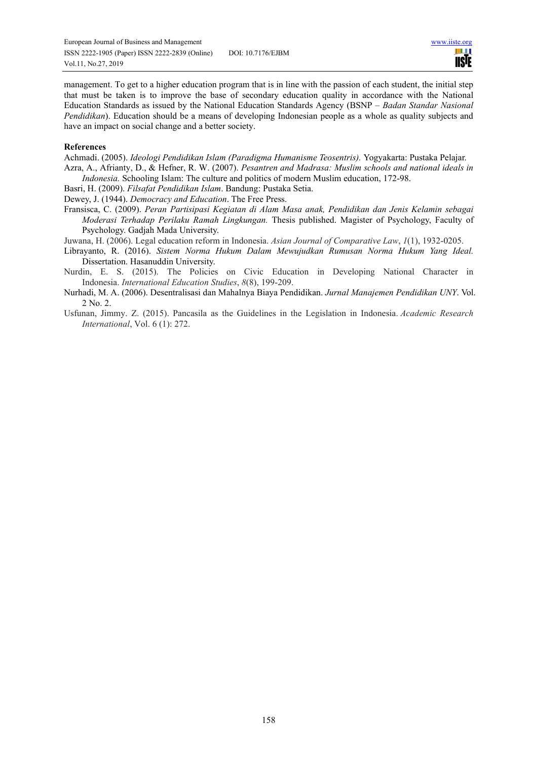management. To get to a higher education program that is in line with the passion of each student, the initial step that must be taken is to improve the base of secondary education quality in accordance with the National Education Standards as issued by the National Education Standards Agency (BSNP – *Badan Standar Nasional Pendidikan*). Education should be a means of developing Indonesian people as a whole as quality subjects and have an impact on social change and a better society.

## References

Achmadi. (2005). *Ideologi Pendidikan Islam (Paradigma Humanisme Teosentris).* Yogyakarta: Pustaka Pelajar.

Azra, A., Afrianty, D., & Hefner, R. W. (2007). *Pesantren and Madrasa: Muslim schools and national ideals in Indonesia.* Schooling Islam: The culture and politics of modern Muslim education, 172-98.

Basri, H. (2009). *Filsafat Pendidikan Islam*. Bandung: Pustaka Setia.

Dewey, J. (1944). *Democracy and Education*. The Free Press.

Fransisca, C. (2009). *Peran Partisipasi Kegiatan di Alam Masa anak, Pendidikan dan Jenis Kelamin sebagai Moderasi Terhadap Perilaku Ramah Lingkungan.* Thesis published. Magister of Psychology, Faculty of Psychology. Gadjah Mada University.

Juwana, H. (2006). Legal education reform in Indonesia. *Asian Journal of Comparative Law*, *1*(1), 1932-0205.

Librayanto, R. (2016). *Sistem Norma Hukum Dalam Mewujudkan Rumusan Norma Hukum Yang Ideal.* Dissertation. Hasanuddin University.

Nurdin, E. S. (2015). The Policies on Civic Education in Developing National Character in Indonesia. *International Education Studies*, *8*(8), 199-209.

Nurhadi, M. A. (2006). Desentralisasi dan Mahalnya Biaya Pendidikan. *Jurnal Manajemen Pendidikan UNY*. Vol. 2 No. 2.

Usfunan, Jimmy. Z. (2015). Pancasila as the Guidelines in the Legislation in Indonesia. *Academic Research International*, Vol. 6 (1): 272.